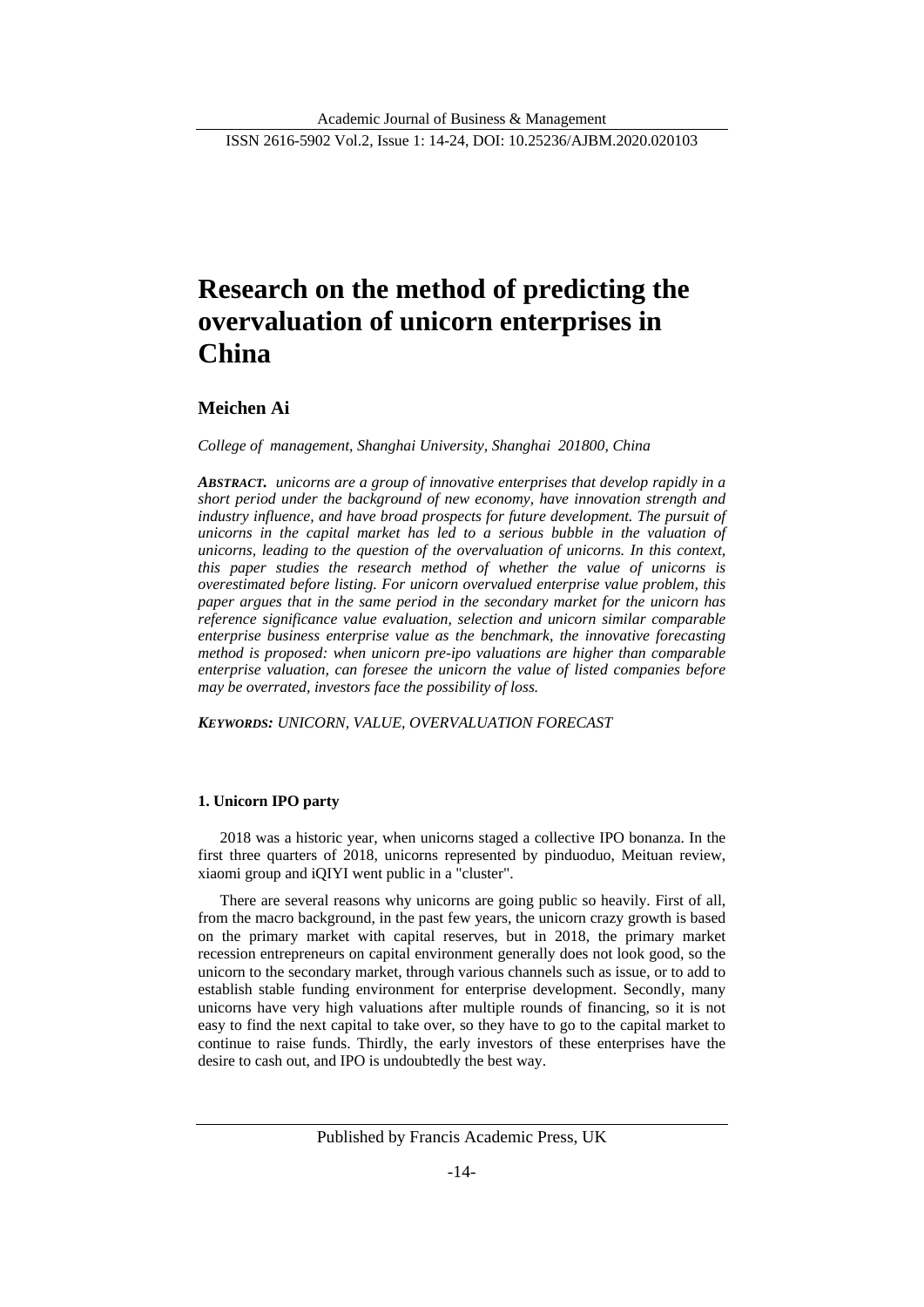# Research on the method of predicting the overvaluation of unicorn enterprises in China

## Meichen Ai

*College of management, Shanghai University, Shanghai 201800, China*

***ABSTRACT.*** *unicorns are a group of innovative enterprises that develop rapidly in a short period under the background of new economy, have innovation strength and industry influence, and have broad prospects for future development. The pursuit of unicorns in the capital market has led to a serious bubble in the valuation of unicorns, leading to the question of the overvaluation of unicorns. In this context, this paper studies the research method of whether the value of unicorns is overestimated before listing. For unicorn overvalued enterprise value problem, this paper argues that in the same period in the secondary market for the unicorn has reference significance value evaluation, selection and unicorn similar comparable enterprise business enterprise value as the benchmark, the innovative forecasting method is proposed: when unicorn pre-ipo valuations are higher than comparable enterprise valuation, can foresee the unicorn the value of listed companies before may be overrated, investors face the possibility of loss.*

***KEYWORDS:*** *UNICORN, VALUE, OVERVALUATION FORECAST*

### 1. Unicorn IPO party

2018 was a historic year, when unicorns staged a collective IPO bonanza. In the first three quarters of 2018, unicorns represented by pinduoduo, Meituan review, xiaomi group and iQIYI went public in a "cluster".

There are several reasons why unicorns are going public so heavily. First of all, from the macro background, in the past few years, the unicorn crazy growth is based on the primary market with capital reserves, but in 2018, the primary market recession entrepreneurs on capital environment generally does not look good, so the unicorn to the secondary market, through various channels such as issue, or to add to establish stable funding environment for enterprise development. Secondly, many unicorns have very high valuations after multiple rounds of financing, so it is not easy to find the next capital to take over, so they have to go to the capital market to continue to raise funds. Thirdly, the early investors of these enterprises have the desire to cash out, and IPO is undoubtedly the best way.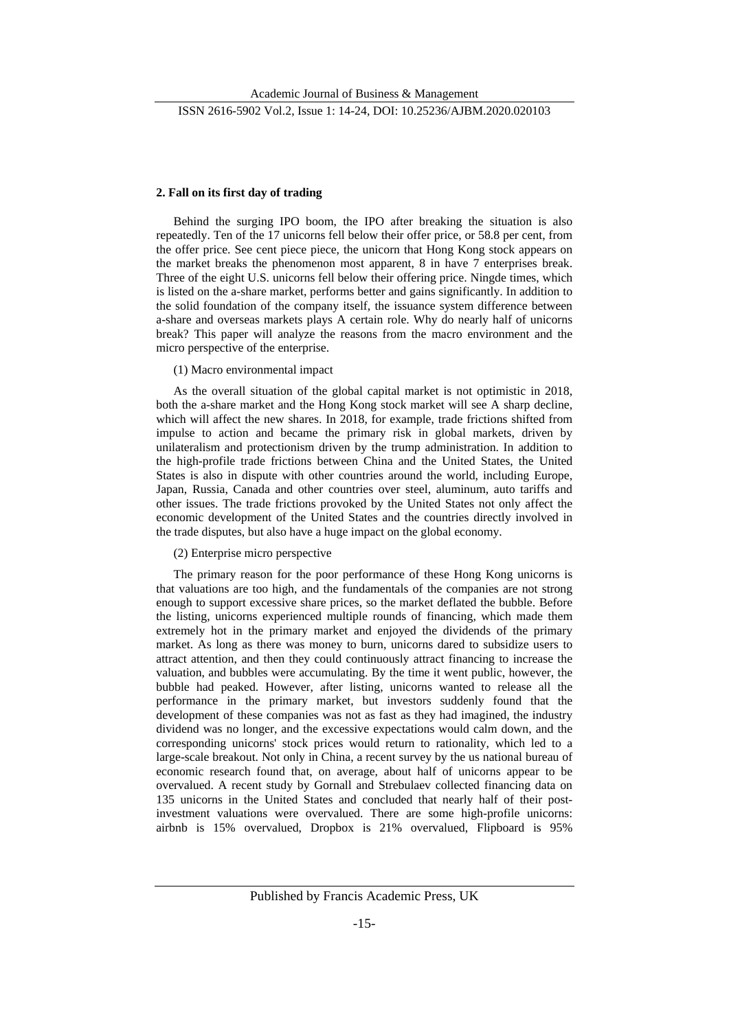## 2. Fall on its first day of trading

Behind the surging IPO boom, the IPO after breaking the situation is also repeatedly. Ten of the 17 unicorns fell below their offer price, or 58.8 per cent, from the offer price. See cent piece piece, the unicorn that Hong Kong stock appears on the market breaks the phenomenon most apparent, 8 in have 7 enterprises break. Three of the eight U.S. unicorns fell below their offering price. Ningde times, which is listed on the a-share market, performs better and gains significantly. In addition to the solid foundation of the company itself, the issuance system difference between a-share and overseas markets plays A certain role. Why do nearly half of unicorns break? This paper will analyze the reasons from the macro environment and the micro perspective of the enterprise.

(1) Macro environmental impact

As the overall situation of the global capital market is not optimistic in 2018, both the a-share market and the Hong Kong stock market will see A sharp decline, which will affect the new shares. In 2018, for example, trade frictions shifted from impulse to action and became the primary risk in global markets, driven by unilateralism and protectionism driven by the trump administration. In addition to the high-profile trade frictions between China and the United States, the United States is also in dispute with other countries around the world, including Europe, Japan, Russia, Canada and other countries over steel, aluminum, auto tariffs and other issues. The trade frictions provoked by the United States not only affect the economic development of the United States and the countries directly involved in the trade disputes, but also have a huge impact on the global economy.

(2) Enterprise micro perspective

The primary reason for the poor performance of these Hong Kong unicorns is that valuations are too high, and the fundamentals of the companies are not strong enough to support excessive share prices, so the market deflated the bubble. Before the listing, unicorns experienced multiple rounds of financing, which made them extremely hot in the primary market and enjoyed the dividends of the primary market. As long as there was money to burn, unicorns dared to subsidize users to attract attention, and then they could continuously attract financing to increase the valuation, and bubbles were accumulating. By the time it went public, however, the bubble had peaked. However, after listing, unicorns wanted to release all the performance in the primary market, but investors suddenly found that the development of these companies was not as fast as they had imagined, the industry dividend was no longer, and the excessive expectations would calm down, and the corresponding unicorns' stock prices would return to rationality, which led to a large-scale breakout. Not only in China, a recent survey by the us national bureau of economic research found that, on average, about half of unicorns appear to be overvalued. A recent study by Gornall and Strebulaev collected financing data on 135 unicorns in the United States and concluded that nearly half of their post-investment valuations were overvalued. There are some high-profile unicorns: airbnb is 15% overvalued, Dropbox is 21% overvalued, Flipboard is 95%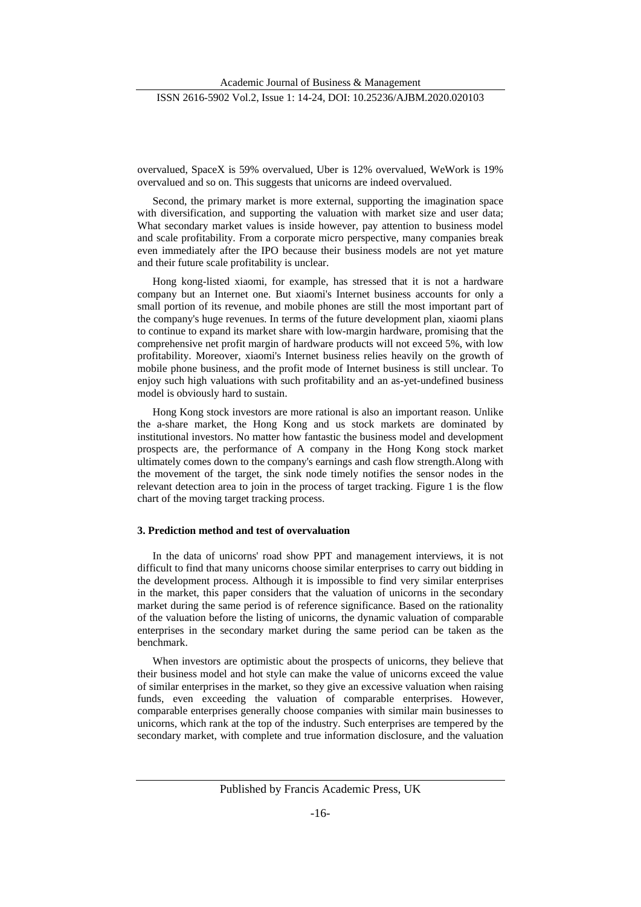overvalued, SpaceX is 59% overvalued, Uber is 12% overvalued, WeWork is 19% overvalued and so on. This suggests that unicorns are indeed overvalued.

Second, the primary market is more external, supporting the imagination space with diversification, and supporting the valuation with market size and user data; What secondary market values is inside however, pay attention to business model and scale profitability. From a corporate micro perspective, many companies break even immediately after the IPO because their business models are not yet mature and their future scale profitability is unclear.

Hong kong-listed xiaomi, for example, has stressed that it is not a hardware company but an Internet one. But xiaomi's Internet business accounts for only a small portion of its revenue, and mobile phones are still the most important part of the company's huge revenues. In terms of the future development plan, xiaomi plans to continue to expand its market share with low-margin hardware, promising that the comprehensive net profit margin of hardware products will not exceed 5%, with low profitability. Moreover, xiaomi's Internet business relies heavily on the growth of mobile phone business, and the profit mode of Internet business is still unclear. To enjoy such high valuations with such profitability and an as-yet-undefined business model is obviously hard to sustain.

Hong Kong stock investors are more rational is also an important reason. Unlike the a-share market, the Hong Kong and us stock markets are dominated by institutional investors. No matter how fantastic the business model and development prospects are, the performance of A company in the Hong Kong stock market ultimately comes down to the company's earnings and cash flow strength.Along with the movement of the target, the sink node timely notifies the sensor nodes in the relevant detection area to join in the process of target tracking. Figure 1 is the flow chart of the moving target tracking process.

### 3. Prediction method and test of overvaluation

In the data of unicorns' road show PPT and management interviews, it is not difficult to find that many unicorns choose similar enterprises to carry out bidding in the development process. Although it is impossible to find very similar enterprises in the market, this paper considers that the valuation of unicorns in the secondary market during the same period is of reference significance. Based on the rationality of the valuation before the listing of unicorns, the dynamic valuation of comparable enterprises in the secondary market during the same period can be taken as the benchmark.

When investors are optimistic about the prospects of unicorns, they believe that their business model and hot style can make the value of unicorns exceed the value of similar enterprises in the market, so they give an excessive valuation when raising funds, even exceeding the valuation of comparable enterprises. However, comparable enterprises generally choose companies with similar main businesses to unicorns, which rank at the top of the industry. Such enterprises are tempered by the secondary market, with complete and true information disclosure, and the valuation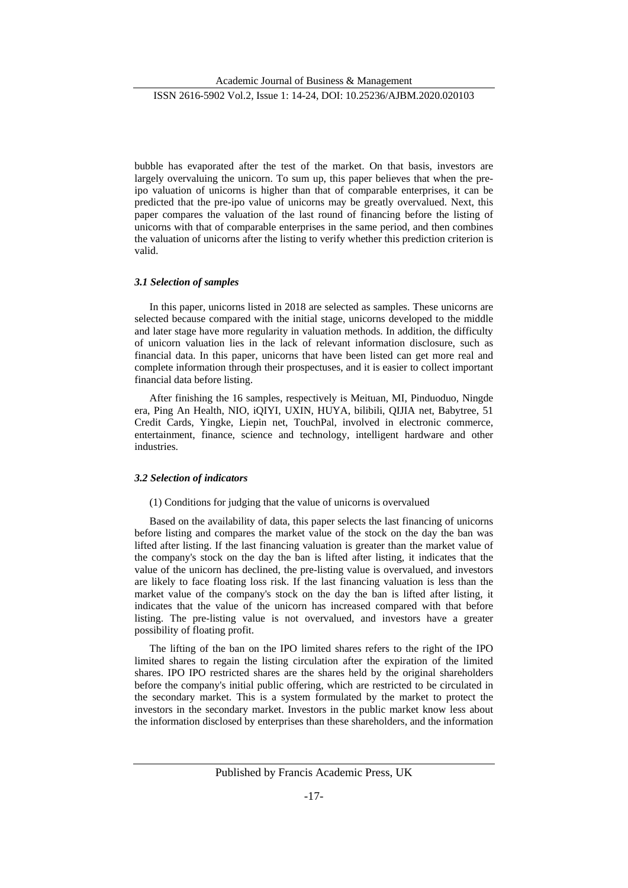bubble has evaporated after the test of the market. On that basis, investors are largely overvaluing the unicorn. To sum up, this paper believes that when the pre-ipo valuation of unicorns is higher than that of comparable enterprises, it can be predicted that the pre-ipo value of unicorns may be greatly overvalued. Next, this paper compares the valuation of the last round of financing before the listing of unicorns with that of comparable enterprises in the same period, and then combines the valuation of unicorns after the listing to verify whether this prediction criterion is valid.

### *3.1 Selection of samples*

In this paper, unicorns listed in 2018 are selected as samples. These unicorns are selected because compared with the initial stage, unicorns developed to the middle and later stage have more regularity in valuation methods. In addition, the difficulty of unicorn valuation lies in the lack of relevant information disclosure, such as financial data. In this paper, unicorns that have been listed can get more real and complete information through their prospectuses, and it is easier to collect important financial data before listing.

After finishing the 16 samples, respectively is Meituan, MI, Pinduoduo, Ningde era, Ping An Health, NIO, iQIYI, UXIN, HUYA, bilibili, QIJIA net, Babytree, 51 Credit Cards, Yingke, Liepin net, TouchPal, involved in electronic commerce, entertainment, finance, science and technology, intelligent hardware and other industries.

### *3.2 Selection of indicators*

(1) Conditions for judging that the value of unicorns is overvalued

Based on the availability of data, this paper selects the last financing of unicorns before listing and compares the market value of the stock on the day the ban was lifted after listing. If the last financing valuation is greater than the market value of the company's stock on the day the ban is lifted after listing, it indicates that the value of the unicorn has declined, the pre-listing value is overvalued, and investors are likely to face floating loss risk. If the last financing valuation is less than the market value of the company's stock on the day the ban is lifted after listing, it indicates that the value of the unicorn has increased compared with that before listing. The pre-listing value is not overvalued, and investors have a greater possibility of floating profit.

The lifting of the ban on the IPO limited shares refers to the right of the IPO limited shares to regain the listing circulation after the expiration of the limited shares. IPO IPO restricted shares are the shares held by the original shareholders before the company's initial public offering, which are restricted to be circulated in the secondary market. This is a system formulated by the market to protect the investors in the secondary market. Investors in the public market know less about the information disclosed by enterprises than these shareholders, and the information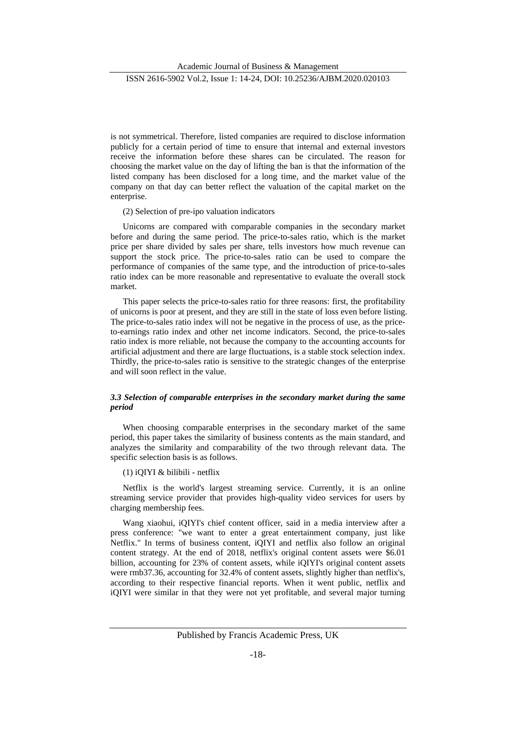is not symmetrical. Therefore, listed companies are required to disclose information publicly for a certain period of time to ensure that internal and external investors receive the information before these shares can be circulated. The reason for choosing the market value on the day of lifting the ban is that the information of the listed company has been disclosed for a long time, and the market value of the company on that day can better reflect the valuation of the capital market on the enterprise.

(2) Selection of pre-ipo valuation indicators

Unicorns are compared with comparable companies in the secondary market before and during the same period. The price-to-sales ratio, which is the market price per share divided by sales per share, tells investors how much revenue can support the stock price. The price-to-sales ratio can be used to compare the performance of companies of the same type, and the introduction of price-to-sales ratio index can be more reasonable and representative to evaluate the overall stock market.

This paper selects the price-to-sales ratio for three reasons: first, the profitability of unicorns is poor at present, and they are still in the state of loss even before listing. The price-to-sales ratio index will not be negative in the process of use, as the price-to-earnings ratio index and other net income indicators. Second, the price-to-sales ratio index is more reliable, not because the company to the accounting accounts for artificial adjustment and there are large fluctuations, is a stable stock selection index. Thirdly, the price-to-sales ratio is sensitive to the strategic changes of the enterprise and will soon reflect in the value.

### *3.3 Selection of comparable enterprises in the secondary market during the same period*

When choosing comparable enterprises in the secondary market of the same period, this paper takes the similarity of business contents as the main standard, and analyzes the similarity and comparability of the two through relevant data. The specific selection basis is as follows.

(1) iQIYI & bilibili - netflix

Netflix is the world's largest streaming service. Currently, it is an online streaming service provider that provides high-quality video services for users by charging membership fees.

Wang xiaohui, iQIYI's chief content officer, said in a media interview after a press conference: "we want to enter a great entertainment company, just like Netflix." In terms of business content, iQIYI and netflix also follow an original content strategy. At the end of 2018, netflix's original content assets were $6.01 billion, accounting for 23% of content assets, while iQIYI's original content assets were rmb37.36, accounting for 32.4% of content assets, slightly higher than netflix's, according to their respective financial reports. When it went public, netflix and iQIYI were similar in that they were not yet profitable, and several major turning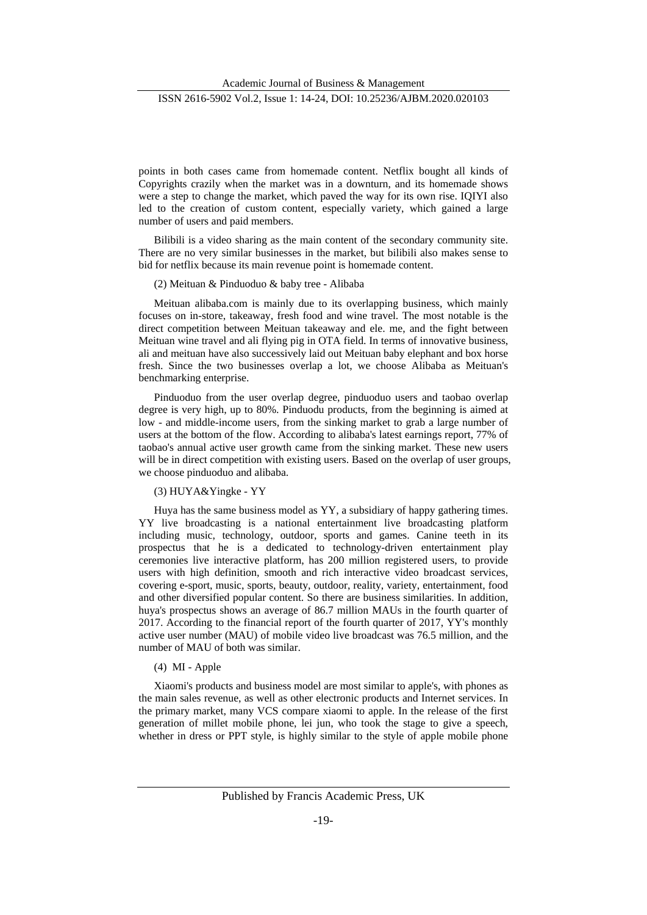points in both cases came from homemade content. Netflix bought all kinds of Copyrights crazily when the market was in a downturn, and its homemade shows were a step to change the market, which paved the way for its own rise. IQIYI also led to the creation of custom content, especially variety, which gained a large number of users and paid members.

Bilibili is a video sharing as the main content of the secondary community site. There are no very similar businesses in the market, but bilibili also makes sense to bid for netflix because its main revenue point is homemade content.

(2) Meituan & Pinduoduo & baby tree - Alibaba

Meituan alibaba.com is mainly due to its overlapping business, which mainly focuses on in-store, takeaway, fresh food and wine travel. The most notable is the direct competition between Meituan takeaway and ele. me, and the fight between Meituan wine travel and ali flying pig in OTA field. In terms of innovative business, ali and meituan have also successively laid out Meituan baby elephant and box horse fresh. Since the two businesses overlap a lot, we choose Alibaba as Meituan's benchmarking enterprise.

Pinduoduo from the user overlap degree, pinduoduo users and taobao overlap degree is very high, up to 80%. Pinduodu products, from the beginning is aimed at low - and middle-income users, from the sinking market to grab a large number of users at the bottom of the flow. According to alibaba's latest earnings report, 77% of taobao's annual active user growth came from the sinking market. These new users will be in direct competition with existing users. Based on the overlap of user groups, we choose pinduoduo and alibaba.

(3) HUYA&Yingke - YY

Huya has the same business model as YY, a subsidiary of happy gathering times. YY live broadcasting is a national entertainment live broadcasting platform including music, technology, outdoor, sports and games. Canine teeth in its prospectus that he is a dedicated to technology-driven entertainment play ceremonies live interactive platform, has 200 million registered users, to provide users with high definition, smooth and rich interactive video broadcast services, covering e-sport, music, sports, beauty, outdoor, reality, variety, entertainment, food and other diversified popular content. So there are business similarities. In addition, huya's prospectus shows an average of 86.7 million MAUs in the fourth quarter of 2017. According to the financial report of the fourth quarter of 2017, YY's monthly active user number (MAU) of mobile video live broadcast was 76.5 million, and the number of MAU of both was similar.

(4) MI - Apple

Xiaomi's products and business model are most similar to apple's, with phones as the main sales revenue, as well as other electronic products and Internet services. In the primary market, many VCS compare xiaomi to apple. In the release of the first generation of millet mobile phone, lei jun, who took the stage to give a speech, whether in dress or PPT style, is highly similar to the style of apple mobile phone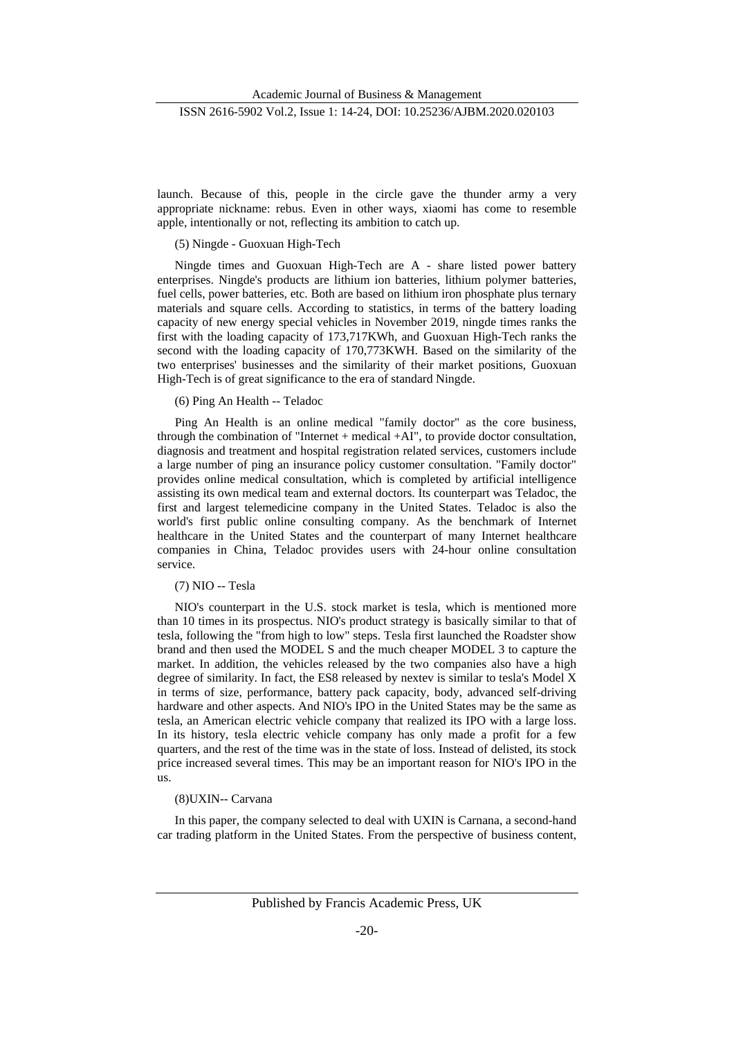launch. Because of this, people in the circle gave the thunder army a very appropriate nickname: rebus. Even in other ways, xiaomi has come to resemble apple, intentionally or not, reflecting its ambition to catch up.

(5) Ningde - Guoxuan High-Tech

Ningde times and Guoxuan High-Tech are A - share listed power battery enterprises. Ningde's products are lithium ion batteries, lithium polymer batteries, fuel cells, power batteries, etc. Both are based on lithium iron phosphate plus ternary materials and square cells. According to statistics, in terms of the battery loading capacity of new energy special vehicles in November 2019, ningde times ranks the first with the loading capacity of 173,717KWh, and Guoxuan High-Tech ranks the second with the loading capacity of 170,773KWH. Based on the similarity of the two enterprises' businesses and the similarity of their market positions, Guoxuan High-Tech is of great significance to the era of standard Ningde.

(6) Ping An Health -- Teladoc

Ping An Health is an online medical "family doctor" as the core business, through the combination of "Internet + medical +AI", to provide doctor consultation, diagnosis and treatment and hospital registration related services, customers include a large number of ping an insurance policy customer consultation. "Family doctor" provides online medical consultation, which is completed by artificial intelligence assisting its own medical team and external doctors. Its counterpart was Teladoc, the first and largest telemedicine company in the United States. Teladoc is also the world's first public online consulting company. As the benchmark of Internet healthcare in the United States and the counterpart of many Internet healthcare companies in China, Teladoc provides users with 24-hour online consultation service.

(7) NIO -- Tesla

NIO's counterpart in the U.S. stock market is tesla, which is mentioned more than 10 times in its prospectus. NIO's product strategy is basically similar to that of tesla, following the "from high to low" steps. Tesla first launched the Roadster show brand and then used the MODEL S and the much cheaper MODEL 3 to capture the market. In addition, the vehicles released by the two companies also have a high degree of similarity. In fact, the ES8 released by nextev is similar to tesla's Model X in terms of size, performance, battery pack capacity, body, advanced self-driving hardware and other aspects. And NIO's IPO in the United States may be the same as tesla, an American electric vehicle company that realized its IPO with a large loss. In its history, tesla electric vehicle company has only made a profit for a few quarters, and the rest of the time was in the state of loss. Instead of delisted, its stock price increased several times. This may be an important reason for NIO's IPO in the us.

(8)UXIN-- Carvana

In this paper, the company selected to deal with UXIN is Carnana, a second-hand car trading platform in the United States. From the perspective of business content,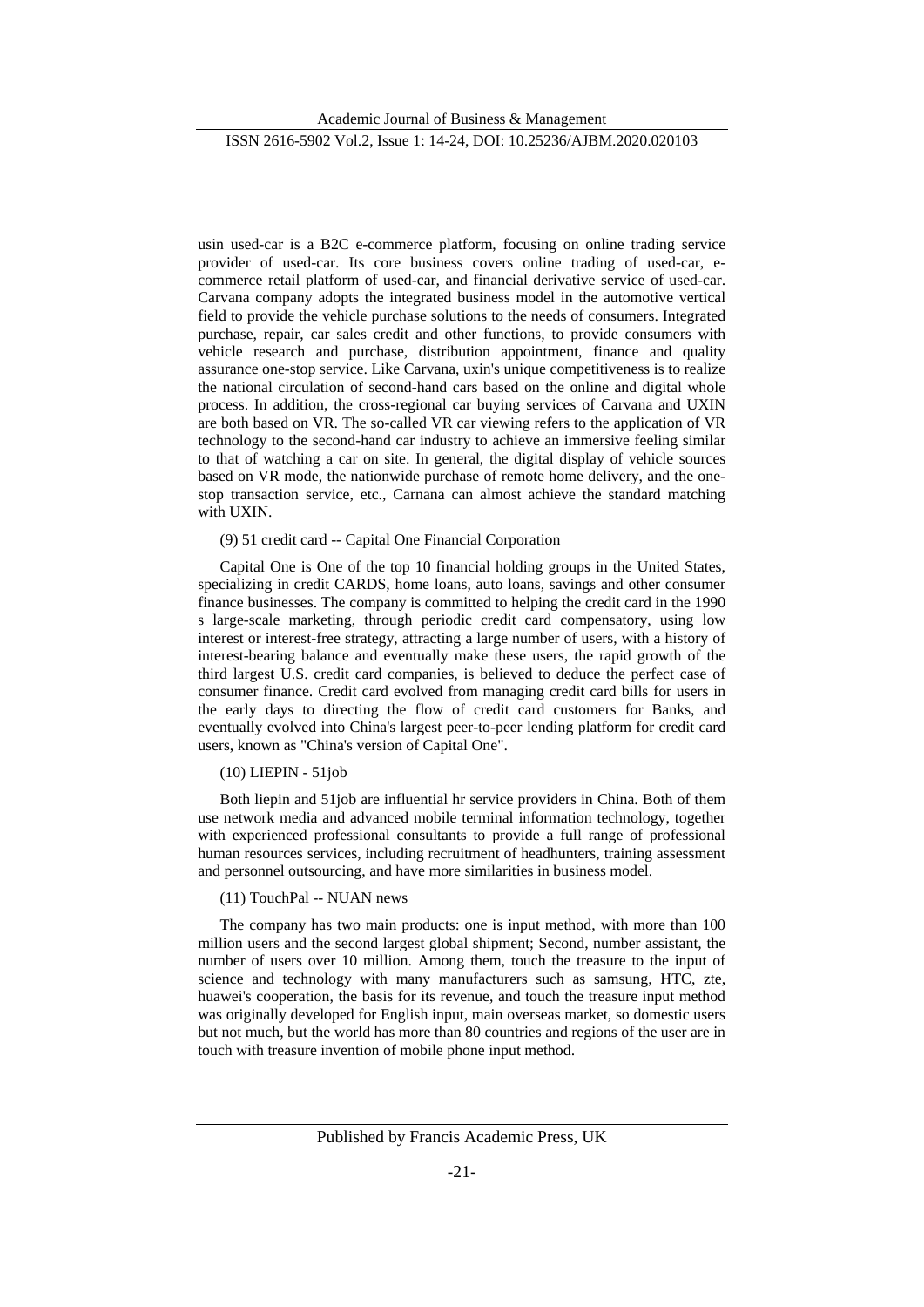usin used-car is a B2C e-commerce platform, focusing on online trading service provider of used-car. Its core business covers online trading of used-car, e-commerce retail platform of used-car, and financial derivative service of used-car. Carvana company adopts the integrated business model in the automotive vertical field to provide the vehicle purchase solutions to the needs of consumers. Integrated purchase, repair, car sales credit and other functions, to provide consumers with vehicle research and purchase, distribution appointment, finance and quality assurance one-stop service. Like Carvana, uxin's unique competitiveness is to realize the national circulation of second-hand cars based on the online and digital whole process. In addition, the cross-regional car buying services of Carvana and UXIN are both based on VR. The so-called VR car viewing refers to the application of VR technology to the second-hand car industry to achieve an immersive feeling similar to that of watching a car on site. In general, the digital display of vehicle sources based on VR mode, the nationwide purchase of remote home delivery, and the one-stop transaction service, etc., Carnana can almost achieve the standard matching with UXIN.

(9) 51 credit card -- Capital One Financial Corporation

Capital One is One of the top 10 financial holding groups in the United States, specializing in credit CARDS, home loans, auto loans, savings and other consumer finance businesses. The company is committed to helping the credit card in the 1990 s large-scale marketing, through periodic credit card compensatory, using low interest or interest-free strategy, attracting a large number of users, with a history of interest-bearing balance and eventually make these users, the rapid growth of the third largest U.S. credit card companies, is believed to deduce the perfect case of consumer finance. Credit card evolved from managing credit card bills for users in the early days to directing the flow of credit card customers for Banks, and eventually evolved into China's largest peer-to-peer lending platform for credit card users, known as "China's version of Capital One".

(10) LIEPIN - 51job

Both liepin and 51job are influential hr service providers in China. Both of them use network media and advanced mobile terminal information technology, together with experienced professional consultants to provide a full range of professional human resources services, including recruitment of headhunters, training assessment and personnel outsourcing, and have more similarities in business model.

(11) TouchPal -- NUAN news

The company has two main products: one is input method, with more than 100 million users and the second largest global shipment; Second, number assistant, the number of users over 10 million. Among them, touch the treasure to the input of science and technology with many manufacturers such as samsung, HTC, zte, huawei's cooperation, the basis for its revenue, and touch the treasure input method was originally developed for English input, main overseas market, so domestic users but not much, but the world has more than 80 countries and regions of the user are in touch with treasure invention of mobile phone input method.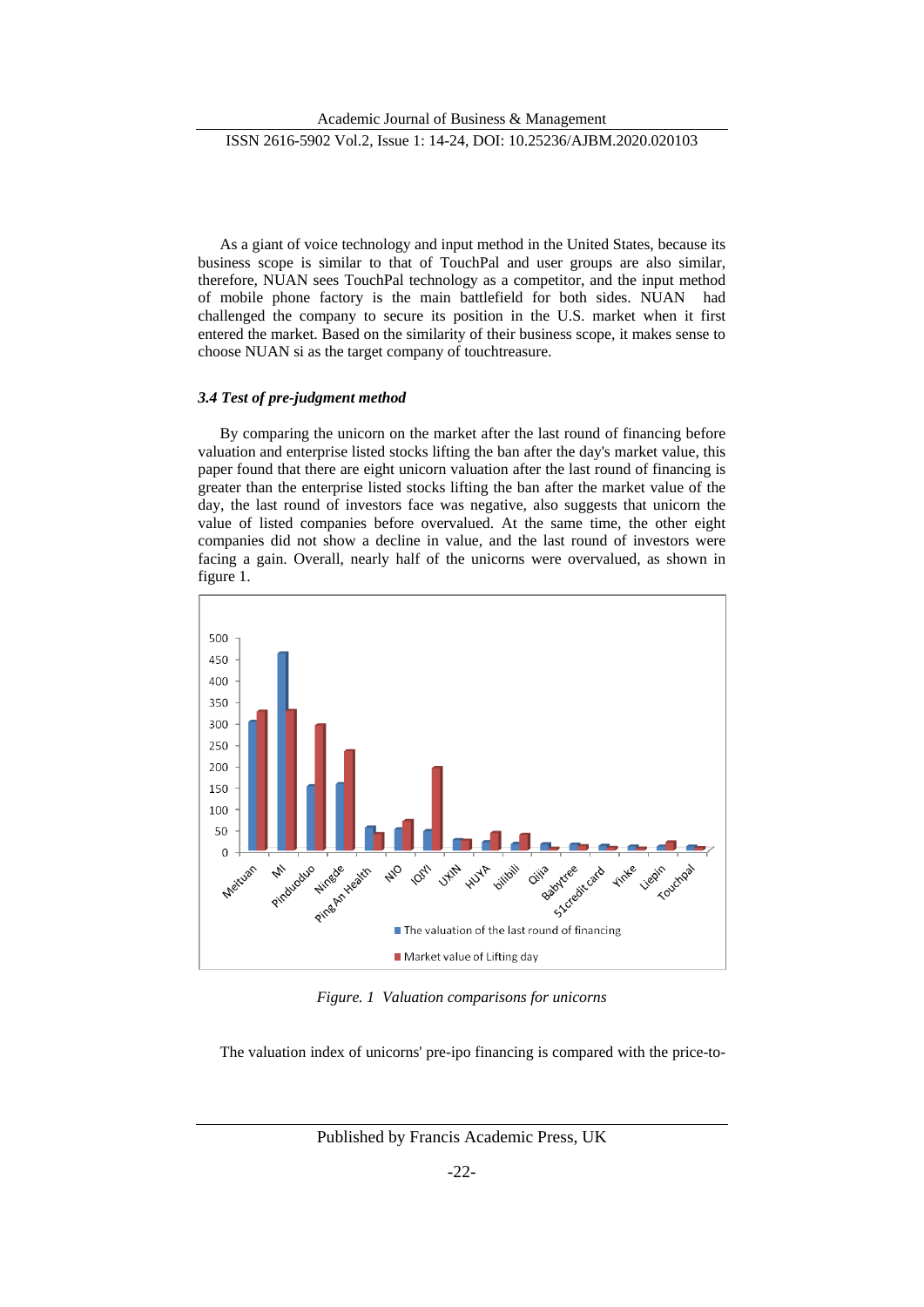As a giant of voice technology and input method in the United States, because its business scope is similar to that of TouchPal and user groups are also similar, therefore, NUAN sees TouchPal technology as a competitor, and the input method of mobile phone factory is the main battlefield for both sides. NUAN had challenged the company to secure its position in the U.S. market when it first entered the market. Based on the similarity of their business scope, it makes sense to choose NUAN si as the target company of touchtreasure.

### *3.4 Test of pre-judgment method*

By comparing the unicorn on the market after the last round of financing before valuation and enterprise listed stocks lifting the ban after the day's market value, this paper found that there are eight unicorn valuation after the last round of financing is greater than the enterprise listed stocks lifting the ban after the market value of the day, the last round of investors face was negative, also suggests that unicorn the value of listed companies before overvalued. At the same time, the other eight companies did not show a decline in value, and the last round of investors were facing a gain. Overall, nearly half of the unicorns were overvalued, as shown in figure 1.

*Figure. 1 Valuation comparisons for unicorns*

The valuation index of unicorns' pre-ipo financing is compared with the price-to-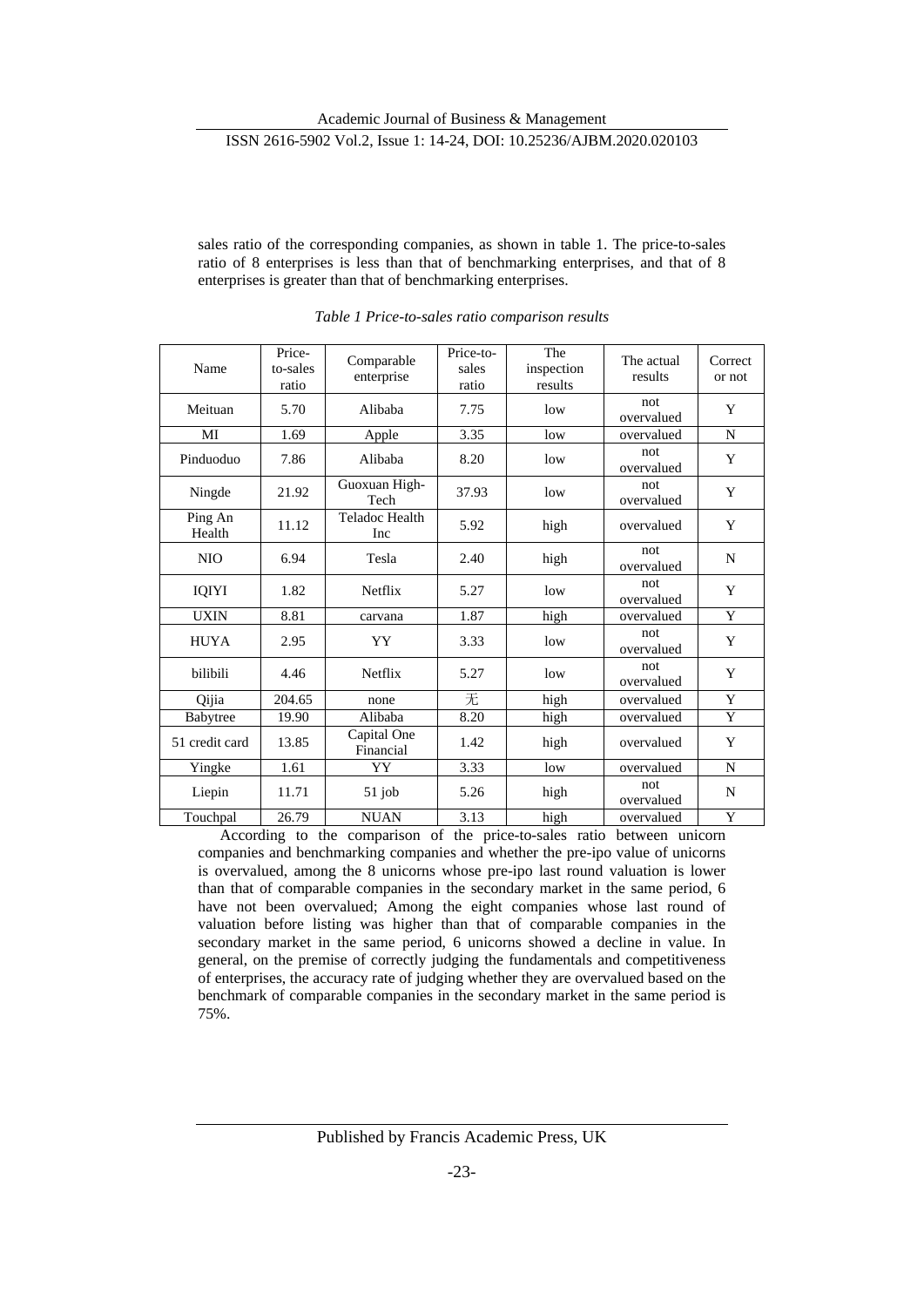sales ratio of the corresponding companies, as shown in table 1. The price-to-sales ratio of 8 enterprises is less than that of benchmarking enterprises, and that of 8 enterprises is greater than that of benchmarking enterprises.

*Table 1 Price-to-sales ratio comparison results*

| Name | Price-to-sales ratio | Comparable enterprise | Price-to-sales ratio | The inspection results | The actual results | Correct or not |
|---|---|---|---|---|---|---|
| Meituan | 5.70 | Alibaba | 7.75 | low | not overvalued | Y |
| MI | 1.69 | Apple | 3.35 | low | overvalued | N |
| Pinduoduo | 7.86 | Alibaba | 8.20 | low | not overvalued | Y |
| Ningde | 21.92 | Guoxuan High-Tech | 37.93 | low | not overvalued | Y |
| Ping An Health | 11.12 | Teladoc Health Inc | 5.92 | high | overvalued | Y |
| NIO | 6.94 | Tesla | 2.40 | high | not overvalued | N |
| IQIYI | 1.82 | Netflix | 5.27 | low | not overvalued | Y |
| UXIN | 8.81 | carvana | 1.87 | high | overvalued | Y |
| HUYA | 2.95 | YY | 3.33 | low | not overvalued | Y |
| bilibili | 4.46 | Netflix | 5.27 | low | not overvalued | Y |
| Qijia | 204.65 | none | 无 | high | overvalued | Y |
| Babytree | 19.90 | Alibaba | 8.20 | high | overvalued | Y |
| 51 credit card | 13.85 | Capital One Financial | 1.42 | high | overvalued | Y |
| Yingke | 1.61 | YY | 3.33 | low | overvalued | N |
| Liepin | 11.71 | 51 job | 5.26 | high | not overvalued | N |
| Touchpal | 26.79 | NUAN | 3.13 | high | overvalued | Y |

According to the comparison of the price-to-sales ratio between unicorn companies and benchmarking companies and whether the pre-ipo value of unicorns is overvalued, among the 8 unicorns whose pre-ipo last round valuation is lower than that of comparable companies in the secondary market in the same period, 6 have not been overvalued; Among the eight companies whose last round of valuation before listing was higher than that of comparable companies in the secondary market in the same period, 6 unicorns showed a decline in value. In general, on the premise of correctly judging the fundamentals and competitiveness of enterprises, the accuracy rate of judging whether they are overvalued based on the benchmark of comparable companies in the secondary market in the same period is 75%.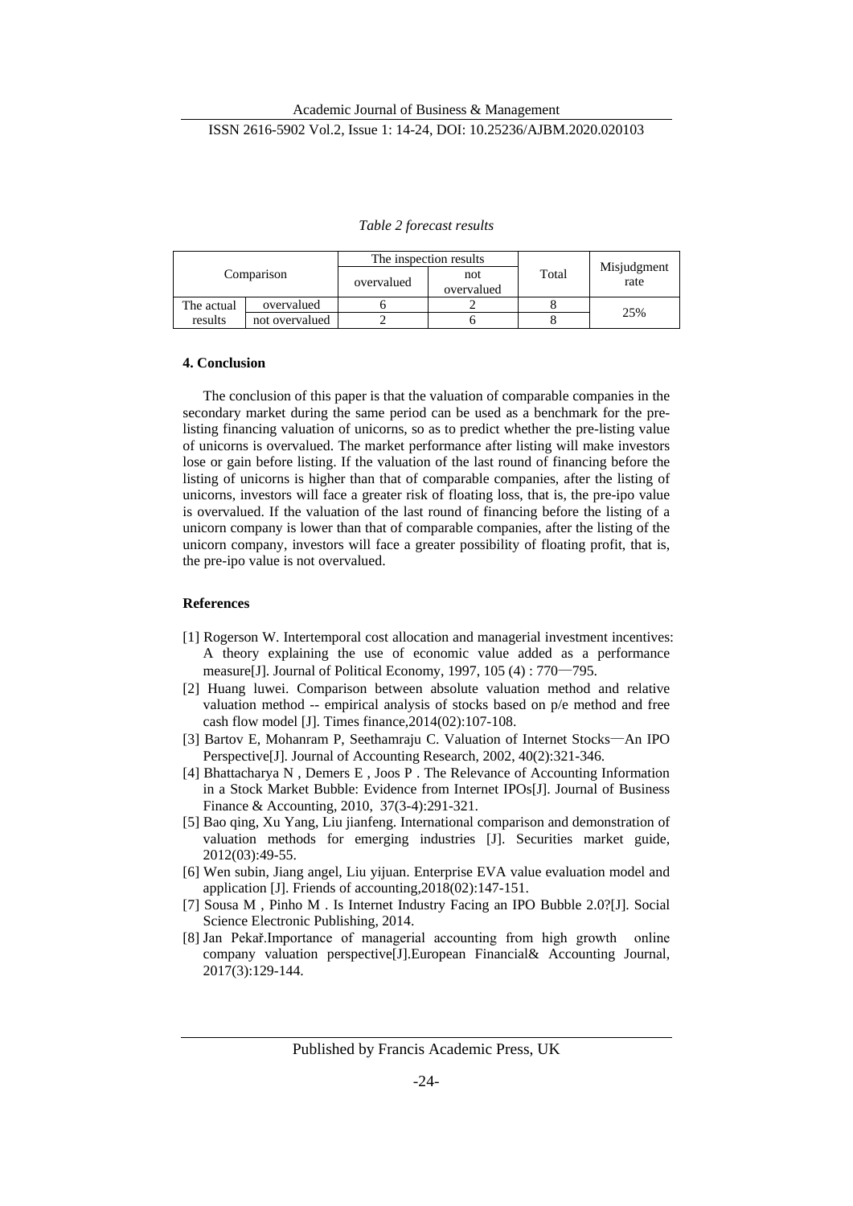*Table 2 forecast results*

| Comparison | | The inspection results | | Total | Misjudgment rate |
|---|---|---|---|---|---|
| | | overvalued | not overvalued | | |
| The actual results | overvalued | 6 | 2 | 8 | 25% |
| | not overvalued | 2 | 6 | 8 | |

#### 4. Conclusion

The conclusion of this paper is that the valuation of comparable companies in the secondary market during the same period can be used as a benchmark for the pre-listing financing valuation of unicorns, so as to predict whether the pre-listing value of unicorns is overvalued. The market performance after listing will make investors lose or gain before listing. If the valuation of the last round of financing before the listing of unicorns is higher than that of comparable companies, after the listing of unicorns, investors will face a greater risk of floating loss, that is, the pre-ipo value is overvalued. If the valuation of the last round of financing before the listing of a unicorn company is lower than that of comparable companies, after the listing of the unicorn company, investors will face a greater possibility of floating profit, that is, the pre-ipo value is not overvalued.

#### References

[1] Rogerson W. Intertemporal cost allocation and managerial investment incentives: A theory explaining the use of economic value added as a performance measure[J]. Journal of Political Economy, 1997, 105 (4) : 770—795.

[2] Huang luwei. Comparison between absolute valuation method and relative valuation method -- empirical analysis of stocks based on p/e method and free cash flow model [J]. Times finance,2014(02):107-108.

[3] Bartov E, Mohanram P, Seethamraju C. Valuation of Internet Stocks—An IPO Perspective[J]. Journal of Accounting Research, 2002, 40(2):321-346.

[4] Bhattacharya N , Demers E , Joos P . The Relevance of Accounting Information in a Stock Market Bubble: Evidence from Internet IPOs[J]. Journal of Business Finance & Accounting, 2010, 37(3-4):291-321.

[5] Bao qing, Xu Yang, Liu jianfeng. International comparison and demonstration of valuation methods for emerging industries [J]. Securities market guide, 2012(03):49-55.

[6] Wen subin, Jiang angel, Liu yijuan. Enterprise EVA value evaluation model and application [J]. Friends of accounting,2018(02):147-151.

[7] Sousa M , Pinho M . Is Internet Industry Facing an IPO Bubble 2.0?[J]. Social Science Electronic Publishing, 2014.

[8] Jan Pekař.Importance of managerial accounting from high growth online company valuation perspective[J].European Financial& Accounting Journal, 2017(3):129-144.